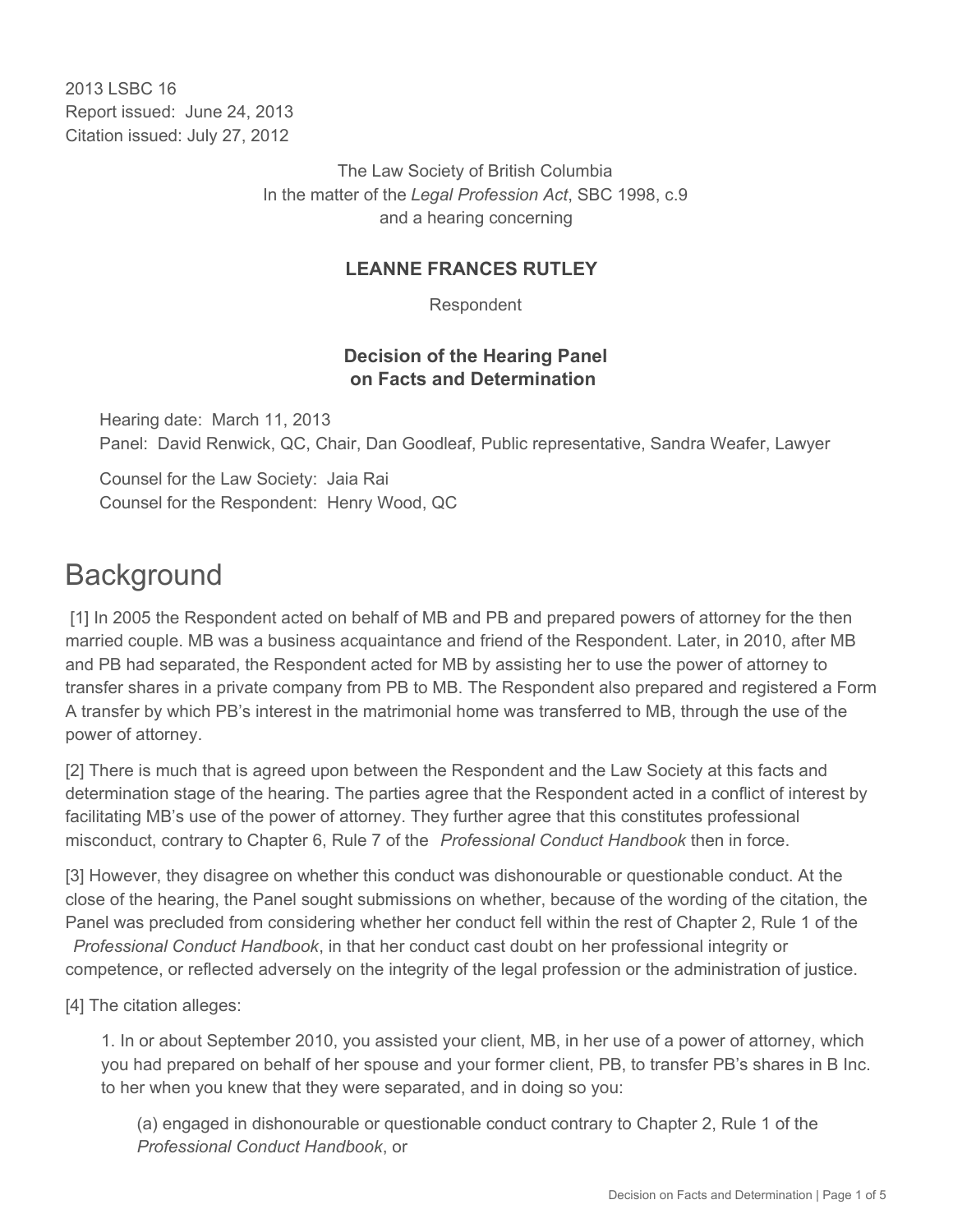2013 LSBC 16
Report issued: June 24, 2013
Citation issued: July 27, 2012

The Law Society of British Columbia
In the matter of the *Legal Profession Act*, SBC 1998, c.9
and a hearing concerning

**LEANNE FRANCES RUTLEY**

Respondent

**Decision of the Hearing Panel
on Facts and Determination**

Hearing date: March 11, 2013
Panel: David Renwick, QC, Chair, Dan Goodleaf, Public representative, Sandra Weafer, Lawyer

Counsel for the Law Society: Jaia Rai
Counsel for the Respondent: Henry Wood, QC

# Background

[1] In 2005 the Respondent acted on behalf of MB and PB and prepared powers of attorney for the then married couple. MB was a business acquaintance and friend of the Respondent. Later, in 2010, after MB and PB had separated, the Respondent acted for MB by assisting her to use the power of attorney to transfer shares in a private company from PB to MB. The Respondent also prepared and registered a Form A transfer by which PB's interest in the matrimonial home was transferred to MB, through the use of the power of attorney.

[2] There is much that is agreed upon between the Respondent and the Law Society at this facts and determination stage of the hearing. The parties agree that the Respondent acted in a conflict of interest by facilitating MB's use of the power of attorney. They further agree that this constitutes professional misconduct, contrary to Chapter 6, Rule 7 of the *Professional Conduct Handbook* then in force.

[3] However, they disagree on whether this conduct was dishonourable or questionable conduct. At the close of the hearing, the Panel sought submissions on whether, because of the wording of the citation, the Panel was precluded from considering whether her conduct fell within the rest of Chapter 2, Rule 1 of the *Professional Conduct Handbook*, in that her conduct cast doubt on her professional integrity or competence, or reflected adversely on the integrity of the legal profession or the administration of justice.

[4] The citation alleges:

> 1. In or about September 2010, you assisted your client, MB, in her use of a power of attorney, which you had prepared on behalf of her spouse and your former client, PB, to transfer PB's shares in B Inc. to her when you knew that they were separated, and in doing so you:
>
> > (a) engaged in dishonourable or questionable conduct contrary to Chapter 2, Rule 1 of the *Professional Conduct Handbook*, or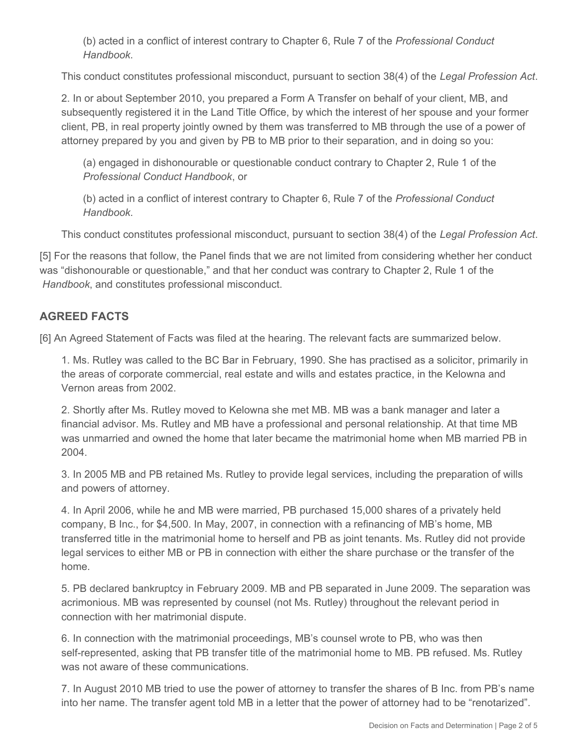(b) acted in a conflict of interest contrary to Chapter 6, Rule 7 of the *Professional Conduct Handbook*.

This conduct constitutes professional misconduct, pursuant to section 38(4) of the *Legal Profession Act*.

2. In or about September 2010, you prepared a Form A Transfer on behalf of your client, MB, and subsequently registered it in the Land Title Office, by which the interest of her spouse and your former client, PB, in real property jointly owned by them was transferred to MB through the use of a power of attorney prepared by you and given by PB to MB prior to their separation, and in doing so you:

(a) engaged in dishonourable or questionable conduct contrary to Chapter 2, Rule 1 of the *Professional Conduct Handbook*, or

(b) acted in a conflict of interest contrary to Chapter 6, Rule 7 of the *Professional Conduct Handbook*.

This conduct constitutes professional misconduct, pursuant to section 38(4) of the *Legal Profession Act*.

[5] For the reasons that follow, the Panel finds that we are not limited from considering whether her conduct was "dishonourable or questionable," and that her conduct was contrary to Chapter 2, Rule 1 of the *Handbook*, and constitutes professional misconduct.

## AGREED FACTS

[6] An Agreed Statement of Facts was filed at the hearing. The relevant facts are summarized below.

1. Ms. Rutley was called to the BC Bar in February, 1990. She has practised as a solicitor, primarily in the areas of corporate commercial, real estate and wills and estates practice, in the Kelowna and Vernon areas from 2002.

2. Shortly after Ms. Rutley moved to Kelowna she met MB. MB was a bank manager and later a financial advisor. Ms. Rutley and MB have a professional and personal relationship. At that time MB was unmarried and owned the home that later became the matrimonial home when MB married PB in 2004.

3. In 2005 MB and PB retained Ms. Rutley to provide legal services, including the preparation of wills and powers of attorney.

4. In April 2006, while he and MB were married, PB purchased 15,000 shares of a privately held company, B Inc., for $4,500. In May, 2007, in connection with a refinancing of MB's home, MB transferred title in the matrimonial home to herself and PB as joint tenants. Ms. Rutley did not provide legal services to either MB or PB in connection with either the share purchase or the transfer of the home.

5. PB declared bankruptcy in February 2009. MB and PB separated in June 2009. The separation was acrimonious. MB was represented by counsel (not Ms. Rutley) throughout the relevant period in connection with her matrimonial dispute.

6. In connection with the matrimonial proceedings, MB's counsel wrote to PB, who was then self-represented, asking that PB transfer title of the matrimonial home to MB. PB refused. Ms. Rutley was not aware of these communications.

7. In August 2010 MB tried to use the power of attorney to transfer the shares of B Inc. from PB's name into her name. The transfer agent told MB in a letter that the power of attorney had to be "renotarized".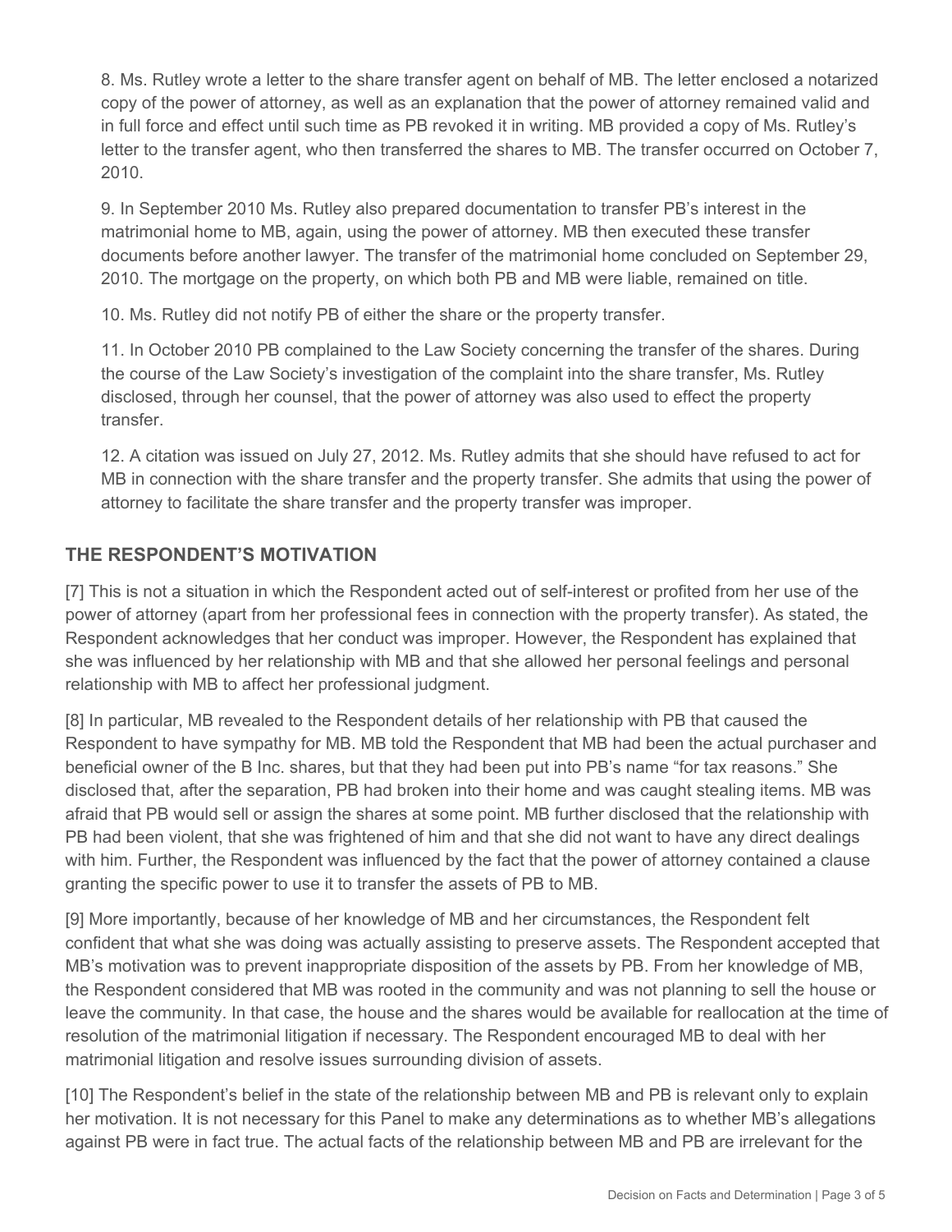8. Ms. Rutley wrote a letter to the share transfer agent on behalf of MB. The letter enclosed a notarized copy of the power of attorney, as well as an explanation that the power of attorney remained valid and in full force and effect until such time as PB revoked it in writing. MB provided a copy of Ms. Rutley's letter to the transfer agent, who then transferred the shares to MB. The transfer occurred on October 7, 2010.

9. In September 2010 Ms. Rutley also prepared documentation to transfer PB's interest in the matrimonial home to MB, again, using the power of attorney. MB then executed these transfer documents before another lawyer. The transfer of the matrimonial home concluded on September 29, 2010. The mortgage on the property, on which both PB and MB were liable, remained on title.

10. Ms. Rutley did not notify PB of either the share or the property transfer.

11. In October 2010 PB complained to the Law Society concerning the transfer of the shares. During the course of the Law Society's investigation of the complaint into the share transfer, Ms. Rutley disclosed, through her counsel, that the power of attorney was also used to effect the property transfer.

12. A citation was issued on July 27, 2012. Ms. Rutley admits that she should have refused to act for MB in connection with the share transfer and the property transfer. She admits that using the power of attorney to facilitate the share transfer and the property transfer was improper.

## THE RESPONDENT'S MOTIVATION

[7] This is not a situation in which the Respondent acted out of self-interest or profited from her use of the power of attorney (apart from her professional fees in connection with the property transfer). As stated, the Respondent acknowledges that her conduct was improper. However, the Respondent has explained that she was influenced by her relationship with MB and that she allowed her personal feelings and personal relationship with MB to affect her professional judgment.

[8] In particular, MB revealed to the Respondent details of her relationship with PB that caused the Respondent to have sympathy for MB. MB told the Respondent that MB had been the actual purchaser and beneficial owner of the B Inc. shares, but that they had been put into PB's name "for tax reasons." She disclosed that, after the separation, PB had broken into their home and was caught stealing items. MB was afraid that PB would sell or assign the shares at some point. MB further disclosed that the relationship with PB had been violent, that she was frightened of him and that she did not want to have any direct dealings with him. Further, the Respondent was influenced by the fact that the power of attorney contained a clause granting the specific power to use it to transfer the assets of PB to MB.

[9] More importantly, because of her knowledge of MB and her circumstances, the Respondent felt confident that what she was doing was actually assisting to preserve assets. The Respondent accepted that MB's motivation was to prevent inappropriate disposition of the assets by PB. From her knowledge of MB, the Respondent considered that MB was rooted in the community and was not planning to sell the house or leave the community. In that case, the house and the shares would be available for reallocation at the time of resolution of the matrimonial litigation if necessary. The Respondent encouraged MB to deal with her matrimonial litigation and resolve issues surrounding division of assets.

[10] The Respondent's belief in the state of the relationship between MB and PB is relevant only to explain her motivation. It is not necessary for this Panel to make any determinations as to whether MB's allegations against PB were in fact true. The actual facts of the relationship between MB and PB are irrelevant for the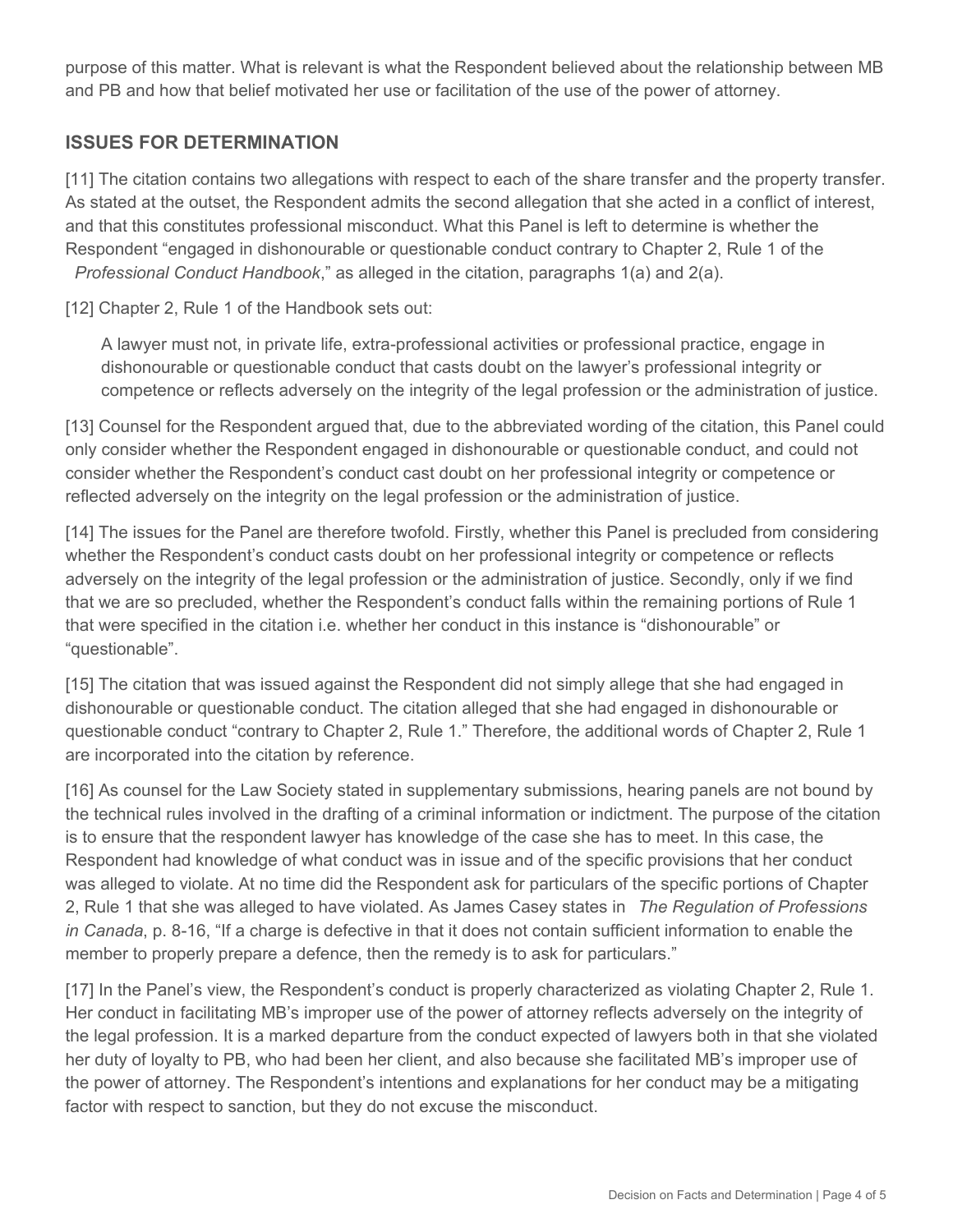purpose of this matter. What is relevant is what the Respondent believed about the relationship between MB and PB and how that belief motivated her use or facilitation of the use of the power of attorney.

## ISSUES FOR DETERMINATION

[11] The citation contains two allegations with respect to each of the share transfer and the property transfer. As stated at the outset, the Respondent admits the second allegation that she acted in a conflict of interest, and that this constitutes professional misconduct. What this Panel is left to determine is whether the Respondent "engaged in dishonourable or questionable conduct contrary to Chapter 2, Rule 1 of the *Professional Conduct Handbook*," as alleged in the citation, paragraphs 1(a) and 2(a).

[12] Chapter 2, Rule 1 of the Handbook sets out:

> A lawyer must not, in private life, extra-professional activities or professional practice, engage in dishonourable or questionable conduct that casts doubt on the lawyer's professional integrity or competence or reflects adversely on the integrity of the legal profession or the administration of justice.

[13] Counsel for the Respondent argued that, due to the abbreviated wording of the citation, this Panel could only consider whether the Respondent engaged in dishonourable or questionable conduct, and could not consider whether the Respondent's conduct cast doubt on her professional integrity or competence or reflected adversely on the integrity on the legal profession or the administration of justice.

[14] The issues for the Panel are therefore twofold. Firstly, whether this Panel is precluded from considering whether the Respondent's conduct casts doubt on her professional integrity or competence or reflects adversely on the integrity of the legal profession or the administration of justice. Secondly, only if we find that we are so precluded, whether the Respondent's conduct falls within the remaining portions of Rule 1 that were specified in the citation i.e. whether her conduct in this instance is "dishonourable" or "questionable".

[15] The citation that was issued against the Respondent did not simply allege that she had engaged in dishonourable or questionable conduct. The citation alleged that she had engaged in dishonourable or questionable conduct "contrary to Chapter 2, Rule 1." Therefore, the additional words of Chapter 2, Rule 1 are incorporated into the citation by reference.

[16] As counsel for the Law Society stated in supplementary submissions, hearing panels are not bound by the technical rules involved in the drafting of a criminal information or indictment. The purpose of the citation is to ensure that the respondent lawyer has knowledge of the case she has to meet. In this case, the Respondent had knowledge of what conduct was in issue and of the specific provisions that her conduct was alleged to violate. At no time did the Respondent ask for particulars of the specific portions of Chapter 2, Rule 1 that she was alleged to have violated. As James Casey states in *The Regulation of Professions in Canada*, p. 8-16, "If a charge is defective in that it does not contain sufficient information to enable the member to properly prepare a defence, then the remedy is to ask for particulars."

[17] In the Panel's view, the Respondent's conduct is properly characterized as violating Chapter 2, Rule 1. Her conduct in facilitating MB's improper use of the power of attorney reflects adversely on the integrity of the legal profession. It is a marked departure from the conduct expected of lawyers both in that she violated her duty of loyalty to PB, who had been her client, and also because she facilitated MB's improper use of the power of attorney. The Respondent's intentions and explanations for her conduct may be a mitigating factor with respect to sanction, but they do not excuse the misconduct.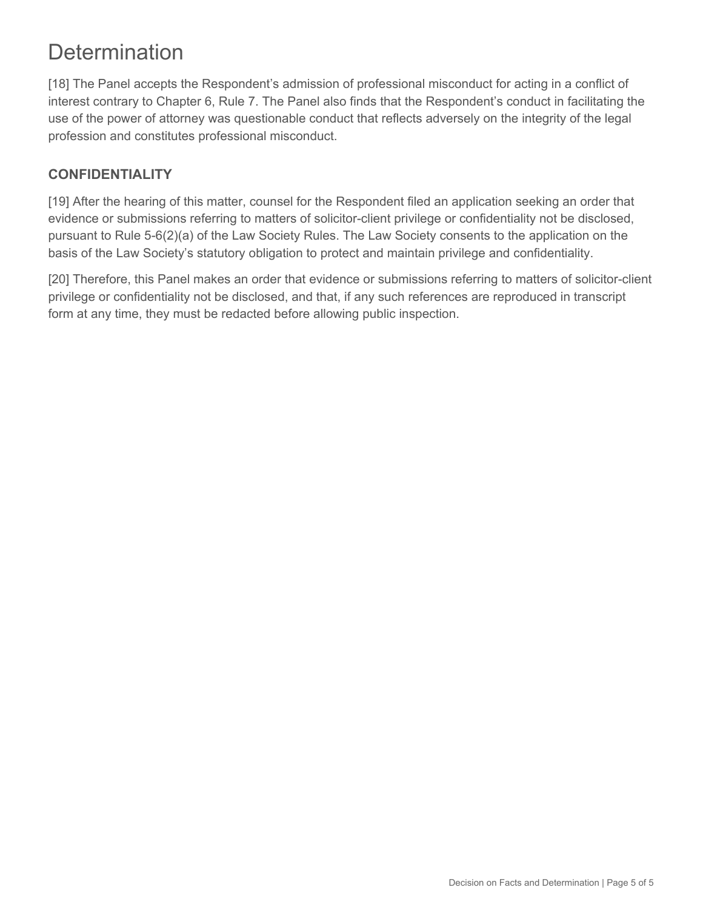# Determination

[18] The Panel accepts the Respondent's admission of professional misconduct for acting in a conflict of interest contrary to Chapter 6, Rule 7. The Panel also finds that the Respondent's conduct in facilitating the use of the power of attorney was questionable conduct that reflects adversely on the integrity of the legal profession and constitutes professional misconduct.

## CONFIDENTIALITY

[19] After the hearing of this matter, counsel for the Respondent filed an application seeking an order that evidence or submissions referring to matters of solicitor-client privilege or confidentiality not be disclosed, pursuant to Rule 5-6(2)(a) of the Law Society Rules. The Law Society consents to the application on the basis of the Law Society's statutory obligation to protect and maintain privilege and confidentiality.

[20] Therefore, this Panel makes an order that evidence or submissions referring to matters of solicitor-client privilege or confidentiality not be disclosed, and that, if any such references are reproduced in transcript form at any time, they must be redacted before allowing public inspection.